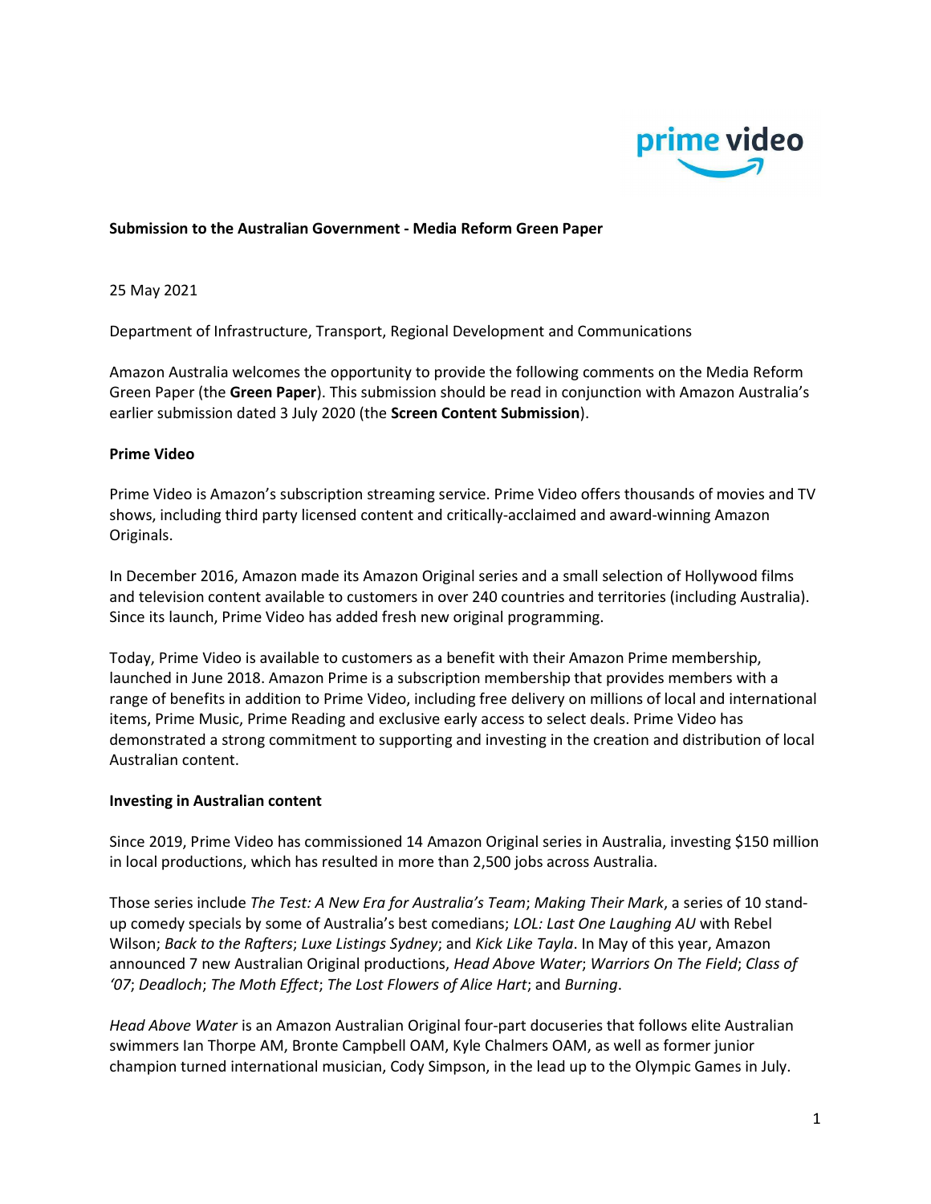**Submission to the Australian Government - Media Reform Green Paper**

25 May 2021

Department of Infrastructure, Transport, Regional Development and Communications

Amazon Australia welcomes the opportunity to provide the following comments on the Media Reform Green Paper (the **Green Paper**). This submission should be read in conjunction with Amazon Australia's earlier submission dated 3 July 2020 (the **Screen Content Submission**).

**Prime Video**

Prime Video is Amazon's subscription streaming service. Prime Video offers thousands of movies and TV shows, including third party licensed content and critically-acclaimed and award-winning Amazon Originals.

In December 2016, Amazon made its Amazon Original series and a small selection of Hollywood films and television content available to customers in over 240 countries and territories (including Australia). Since its launch, Prime Video has added fresh new original programming.

Today, Prime Video is available to customers as a benefit with their Amazon Prime membership, launched in June 2018. Amazon Prime is a subscription membership that provides members with a range of benefits in addition to Prime Video, including free delivery on millions of local and international items, Prime Music, Prime Reading and exclusive early access to select deals. Prime Video has demonstrated a strong commitment to supporting and investing in the creation and distribution of local Australian content.

**Investing in Australian content**

Since 2019, Prime Video has commissioned 14 Amazon Original series in Australia, investing $150 million in local productions, which has resulted in more than 2,500 jobs across Australia.

Those series include *The Test: A New Era for Australia's Team*; *Making Their Mark*, a series of 10 stand-up comedy specials by some of Australia's best comedians; *LOL: Last One Laughing AU* with Rebel Wilson; *Back to the Rafters*; *Luxe Listings Sydney*; and *Kick Like Tayla*. In May of this year, Amazon announced 7 new Australian Original productions, *Head Above Water*; *Warriors On The Field*; *Class of '07*; *Deadloch*; *The Moth Effect*; *The Lost Flowers of Alice Hart*; and *Burning*.

*Head Above Water* is an Amazon Australian Original four-part docuseries that follows elite Australian swimmers Ian Thorpe AM, Bronte Campbell OAM, Kyle Chalmers OAM, as well as former junior champion turned international musician, Cody Simpson, in the lead up to the Olympic Games in July.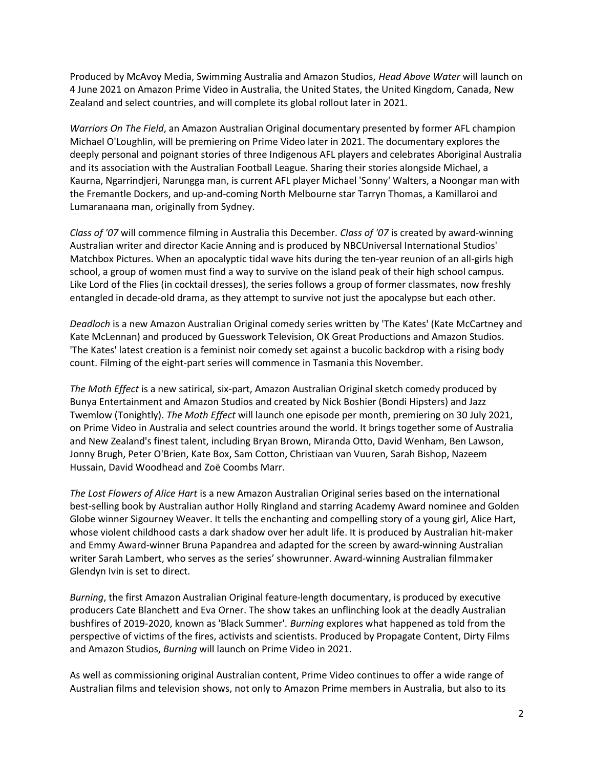Produced by McAvoy Media, Swimming Australia and Amazon Studios, *Head Above Water* will launch on 4 June 2021 on Amazon Prime Video in Australia, the United States, the United Kingdom, Canada, New Zealand and select countries, and will complete its global rollout later in 2021.

*Warriors On The Field*, an Amazon Australian Original documentary presented by former AFL champion Michael O'Loughlin, will be premiering on Prime Video later in 2021. The documentary explores the deeply personal and poignant stories of three Indigenous AFL players and celebrates Aboriginal Australia and its association with the Australian Football League. Sharing their stories alongside Michael, a Kaurna, Ngarrindjeri, Narungga man, is current AFL player Michael 'Sonny' Walters, a Noongar man with the Fremantle Dockers, and up-and-coming North Melbourne star Tarryn Thomas, a Kamillaroi and Lumaranaana man, originally from Sydney.

*Class of '07* will commence filming in Australia this December. *Class of '07* is created by award-winning Australian writer and director Kacie Anning and is produced by NBCUniversal International Studios' Matchbox Pictures. When an apocalyptic tidal wave hits during the ten-year reunion of an all-girls high school, a group of women must find a way to survive on the island peak of their high school campus. Like Lord of the Flies (in cocktail dresses), the series follows a group of former classmates, now freshly entangled in decade-old drama, as they attempt to survive not just the apocalypse but each other.

*Deadloch* is a new Amazon Australian Original comedy series written by 'The Kates' (Kate McCartney and Kate McLennan) and produced by Guesswork Television, OK Great Productions and Amazon Studios. 'The Kates' latest creation is a feminist noir comedy set against a bucolic backdrop with a rising body count. Filming of the eight-part series will commence in Tasmania this November.

*The Moth Effect* is a new satirical, six-part, Amazon Australian Original sketch comedy produced by Bunya Entertainment and Amazon Studios and created by Nick Boshier (Bondi Hipsters) and Jazz Twemlow (Tonightly). *The Moth Effect* will launch one episode per month, premiering on 30 July 2021, on Prime Video in Australia and select countries around the world. It brings together some of Australia and New Zealand's finest talent, including Bryan Brown, Miranda Otto, David Wenham, Ben Lawson, Jonny Brugh, Peter O'Brien, Kate Box, Sam Cotton, Christiaan van Vuuren, Sarah Bishop, Nazeem Hussain, David Woodhead and Zoë Coombs Marr.

*The Lost Flowers of Alice Hart* is a new Amazon Australian Original series based on the international best-selling book by Australian author Holly Ringland and starring Academy Award nominee and Golden Globe winner Sigourney Weaver. It tells the enchanting and compelling story of a young girl, Alice Hart, whose violent childhood casts a dark shadow over her adult life. It is produced by Australian hit-maker and Emmy Award-winner Bruna Papandrea and adapted for the screen by award-winning Australian writer Sarah Lambert, who serves as the series' showrunner. Award-winning Australian filmmaker Glendyn Ivin is set to direct.

*Burning*, the first Amazon Australian Original feature-length documentary, is produced by executive producers Cate Blanchett and Eva Orner. The show takes an unflinching look at the deadly Australian bushfires of 2019-2020, known as 'Black Summer'. *Burning* explores what happened as told from the perspective of victims of the fires, activists and scientists. Produced by Propagate Content, Dirty Films and Amazon Studios, *Burning* will launch on Prime Video in 2021.

As well as commissioning original Australian content, Prime Video continues to offer a wide range of Australian films and television shows, not only to Amazon Prime members in Australia, but also to its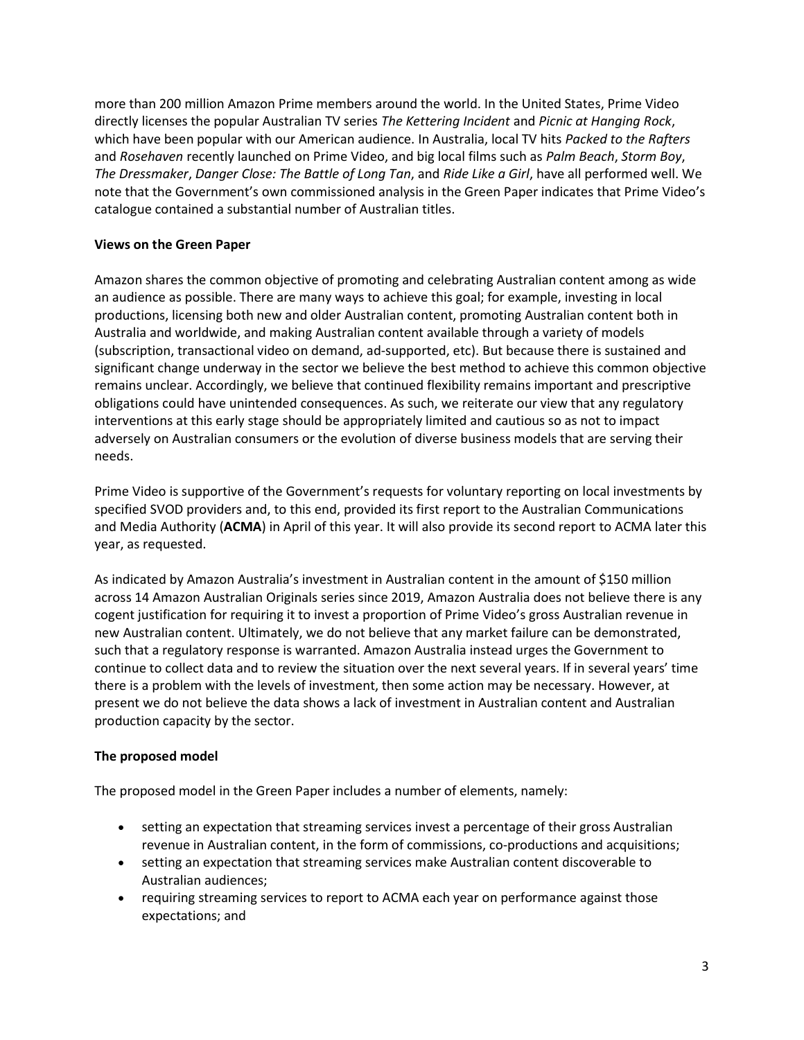more than 200 million Amazon Prime members around the world. In the United States, Prime Video directly licenses the popular Australian TV series *The Kettering Incident* and *Picnic at Hanging Rock*, which have been popular with our American audience. In Australia, local TV hits *Packed to the Rafters* and *Rosehaven* recently launched on Prime Video, and big local films such as *Palm Beach*, *Storm Boy*, *The Dressmaker*, *Danger Close: The Battle of Long Tan*, and *Ride Like a Girl*, have all performed well. We note that the Government's own commissioned analysis in the Green Paper indicates that Prime Video's catalogue contained a substantial number of Australian titles.

**Views on the Green Paper**

Amazon shares the common objective of promoting and celebrating Australian content among as wide an audience as possible. There are many ways to achieve this goal; for example, investing in local productions, licensing both new and older Australian content, promoting Australian content both in Australia and worldwide, and making Australian content available through a variety of models (subscription, transactional video on demand, ad-supported, etc). But because there is sustained and significant change underway in the sector we believe the best method to achieve this common objective remains unclear. Accordingly, we believe that continued flexibility remains important and prescriptive obligations could have unintended consequences. As such, we reiterate our view that any regulatory interventions at this early stage should be appropriately limited and cautious so as not to impact adversely on Australian consumers or the evolution of diverse business models that are serving their needs.

Prime Video is supportive of the Government's requests for voluntary reporting on local investments by specified SVOD providers and, to this end, provided its first report to the Australian Communications and Media Authority (**ACMA**) in April of this year. It will also provide its second report to ACMA later this year, as requested.

As indicated by Amazon Australia's investment in Australian content in the amount of $150 million across 14 Amazon Australian Originals series since 2019, Amazon Australia does not believe there is any cogent justification for requiring it to invest a proportion of Prime Video's gross Australian revenue in new Australian content. Ultimately, we do not believe that any market failure can be demonstrated, such that a regulatory response is warranted. Amazon Australia instead urges the Government to continue to collect data and to review the situation over the next several years. If in several years' time there is a problem with the levels of investment, then some action may be necessary. However, at present we do not believe the data shows a lack of investment in Australian content and Australian production capacity by the sector.

**The proposed model**

The proposed model in the Green Paper includes a number of elements, namely:

- setting an expectation that streaming services invest a percentage of their gross Australian revenue in Australian content, in the form of commissions, co-productions and acquisitions;
- setting an expectation that streaming services make Australian content discoverable to Australian audiences;
- requiring streaming services to report to ACMA each year on performance against those expectations; and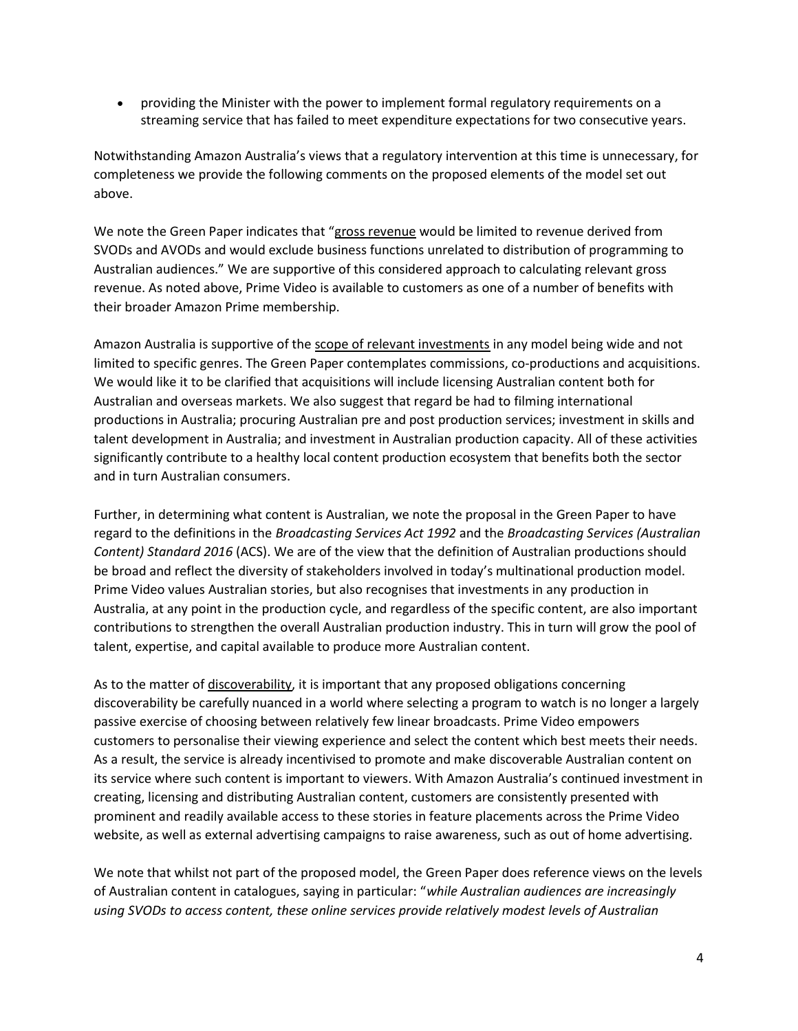- providing the Minister with the power to implement formal regulatory requirements on a streaming service that has failed to meet expenditure expectations for two consecutive years.

Notwithstanding Amazon Australia's views that a regulatory intervention at this time is unnecessary, for completeness we provide the following comments on the proposed elements of the model set out above.

We note the Green Paper indicates that "<u>gross revenue</u> would be limited to revenue derived from SVODs and AVODs and would exclude business functions unrelated to distribution of programming to Australian audiences." We are supportive of this considered approach to calculating relevant gross revenue. As noted above, Prime Video is available to customers as one of a number of benefits with their broader Amazon Prime membership.

Amazon Australia is supportive of the <u>scope of relevant investments</u> in any model being wide and not limited to specific genres. The Green Paper contemplates commissions, co-productions and acquisitions. We would like it to be clarified that acquisitions will include licensing Australian content both for Australian and overseas markets. We also suggest that regard be had to filming international productions in Australia; procuring Australian pre and post production services; investment in skills and talent development in Australia; and investment in Australian production capacity. All of these activities significantly contribute to a healthy local content production ecosystem that benefits both the sector and in turn Australian consumers.

Further, in determining what content is Australian, we note the proposal in the Green Paper to have regard to the definitions in the *Broadcasting Services Act 1992* and the *Broadcasting Services (Australian Content) Standard 2016* (ACS). We are of the view that the definition of Australian productions should be broad and reflect the diversity of stakeholders involved in today's multinational production model. Prime Video values Australian stories, but also recognises that investments in any production in Australia, at any point in the production cycle, and regardless of the specific content, are also important contributions to strengthen the overall Australian production industry. This in turn will grow the pool of talent, expertise, and capital available to produce more Australian content.

As to the matter of <u>discoverability</u>, it is important that any proposed obligations concerning discoverability be carefully nuanced in a world where selecting a program to watch is no longer a largely passive exercise of choosing between relatively few linear broadcasts. Prime Video empowers customers to personalise their viewing experience and select the content which best meets their needs. As a result, the service is already incentivised to promote and make discoverable Australian content on its service where such content is important to viewers. With Amazon Australia's continued investment in creating, licensing and distributing Australian content, customers are consistently presented with prominent and readily available access to these stories in feature placements across the Prime Video website, as well as external advertising campaigns to raise awareness, such as out of home advertising.

We note that whilst not part of the proposed model, the Green Paper does reference views on the levels of Australian content in catalogues, saying in particular: "*while Australian audiences are increasingly using SVODs to access content, these online services provide relatively modest levels of Australian*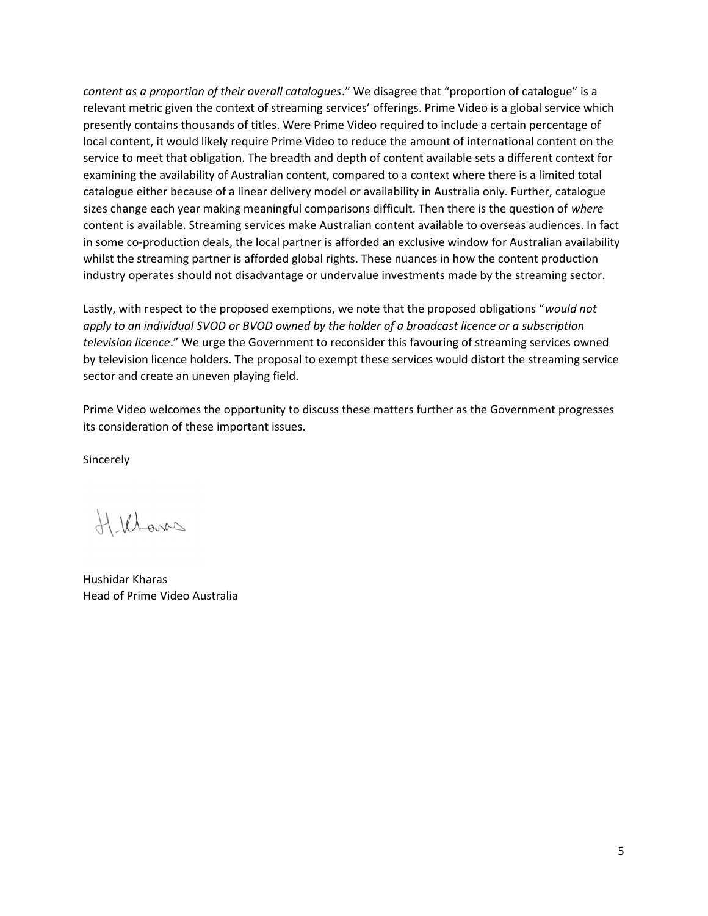*content as a proportion of their overall catalogues*." We disagree that "proportion of catalogue" is a relevant metric given the context of streaming services' offerings. Prime Video is a global service which presently contains thousands of titles. Were Prime Video required to include a certain percentage of local content, it would likely require Prime Video to reduce the amount of international content on the service to meet that obligation. The breadth and depth of content available sets a different context for examining the availability of Australian content, compared to a context where there is a limited total catalogue either because of a linear delivery model or availability in Australia only. Further, catalogue sizes change each year making meaningful comparisons difficult. Then there is the question of *where* content is available. Streaming services make Australian content available to overseas audiences. In fact in some co-production deals, the local partner is afforded an exclusive window for Australian availability whilst the streaming partner is afforded global rights. These nuances in how the content production industry operates should not disadvantage or undervalue investments made by the streaming sector.

Lastly, with respect to the proposed exemptions, we note that the proposed obligations "*would not apply to an individual SVOD or BVOD owned by the holder of a broadcast licence or a subscription television licence*." We urge the Government to reconsider this favouring of streaming services owned by television licence holders. The proposal to exempt these services would distort the streaming service sector and create an uneven playing field.

Prime Video welcomes the opportunity to discuss these matters further as the Government progresses its consideration of these important issues.

Sincerely

Hushidar Kharas
Head of Prime Video Australia